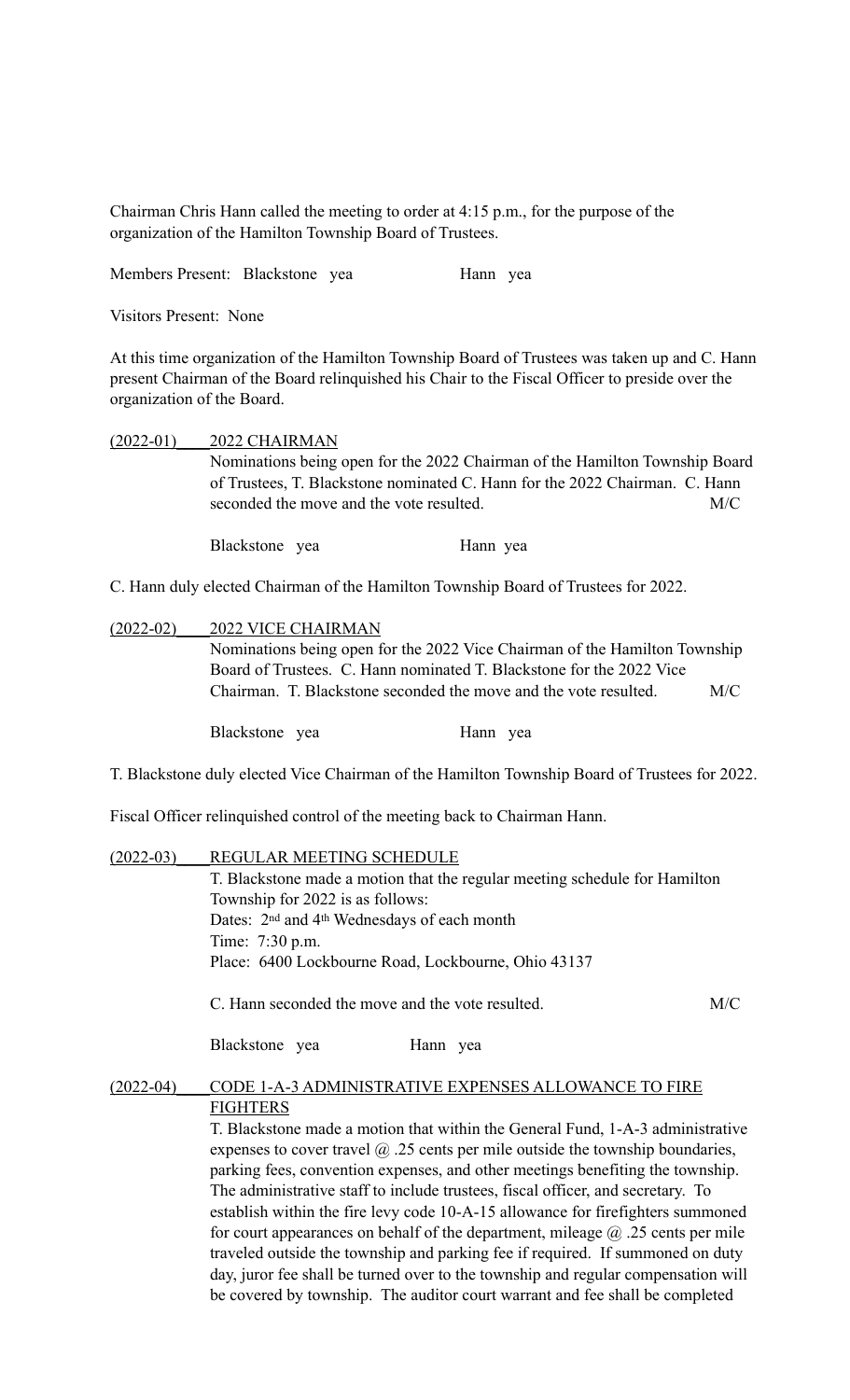Chairman Chris Hann called the meeting to order at 4:15 p.m., for the purpose of the organization of the Hamilton Township Board of Trustees.

Members Present: Blackstone yea Hann yea

Visitors Present: None

At this time organization of the Hamilton Township Board of Trustees was taken up and C. Hann present Chairman of the Board relinquished his Chair to the Fiscal Officer to preside over the organization of the Board.

(2022-01) 2022 CHAIRMAN

Nominations being open for the 2022 Chairman of the Hamilton Township Board of Trustees, T. Blackstone nominated C. Hann for the 2022 Chairman. C. Hann seconded the move and the vote resulted. M/C

Blackstone yea Hann yea

C. Hann duly elected Chairman of the Hamilton Township Board of Trustees for 2022.

(2022-02) 2022 VICE CHAIRMAN

Nominations being open for the 2022 Vice Chairman of the Hamilton Township Board of Trustees. C. Hann nominated T. Blackstone for the 2022 Vice Chairman. T. Blackstone seconded the move and the vote resulted. M/C

Blackstone yea Hann yea

T. Blackstone duly elected Vice Chairman of the Hamilton Township Board of Trustees for 2022.

Fiscal Officer relinquished control of the meeting back to Chairman Hann.

(2022-03) REGULAR MEETING SCHEDULE

T. Blackstone made a motion that the regular meeting schedule for Hamilton Township for 2022 is as follows:
Dates: 2nd and 4th Wednesdays of each month
Time: 7:30 p.m.
Place: 6400 Lockbourne Road, Lockbourne, Ohio 43137

C. Hann seconded the move and the vote resulted. M/C

Blackstone yea Hann yea

(2022-04) CODE 1-A-3 ADMINISTRATIVE EXPENSES ALLOWANCE TO FIRE FIGHTERS

T. Blackstone made a motion that within the General Fund, 1-A-3 administrative expenses to cover travel @ .25 cents per mile outside the township boundaries, parking fees, convention expenses, and other meetings benefiting the township. The administrative staff to include trustees, fiscal officer, and secretary. To establish within the fire levy code 10-A-15 allowance for firefighters summoned for court appearances on behalf of the department, mileage @ .25 cents per mile traveled outside the township and parking fee if required. If summoned on duty day, juror fee shall be turned over to the township and regular compensation will be covered by township. The auditor court warrant and fee shall be completed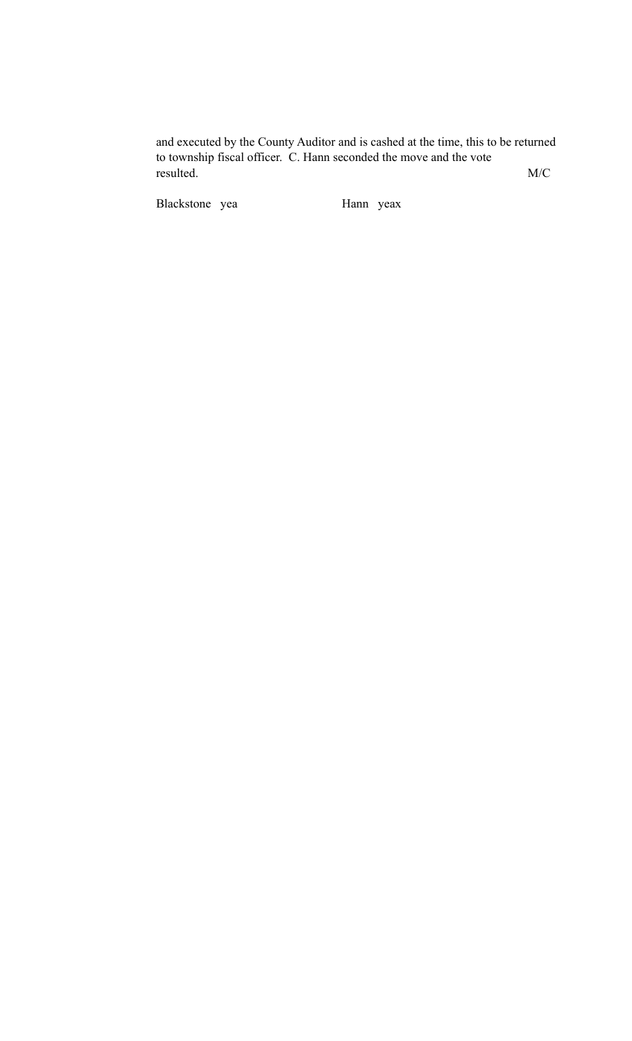and executed by the County Auditor and is cashed at the time, this to be returned to township fiscal officer. C. Hann seconded the move and the vote resulted. M/C

Blackstone yea Hann yeax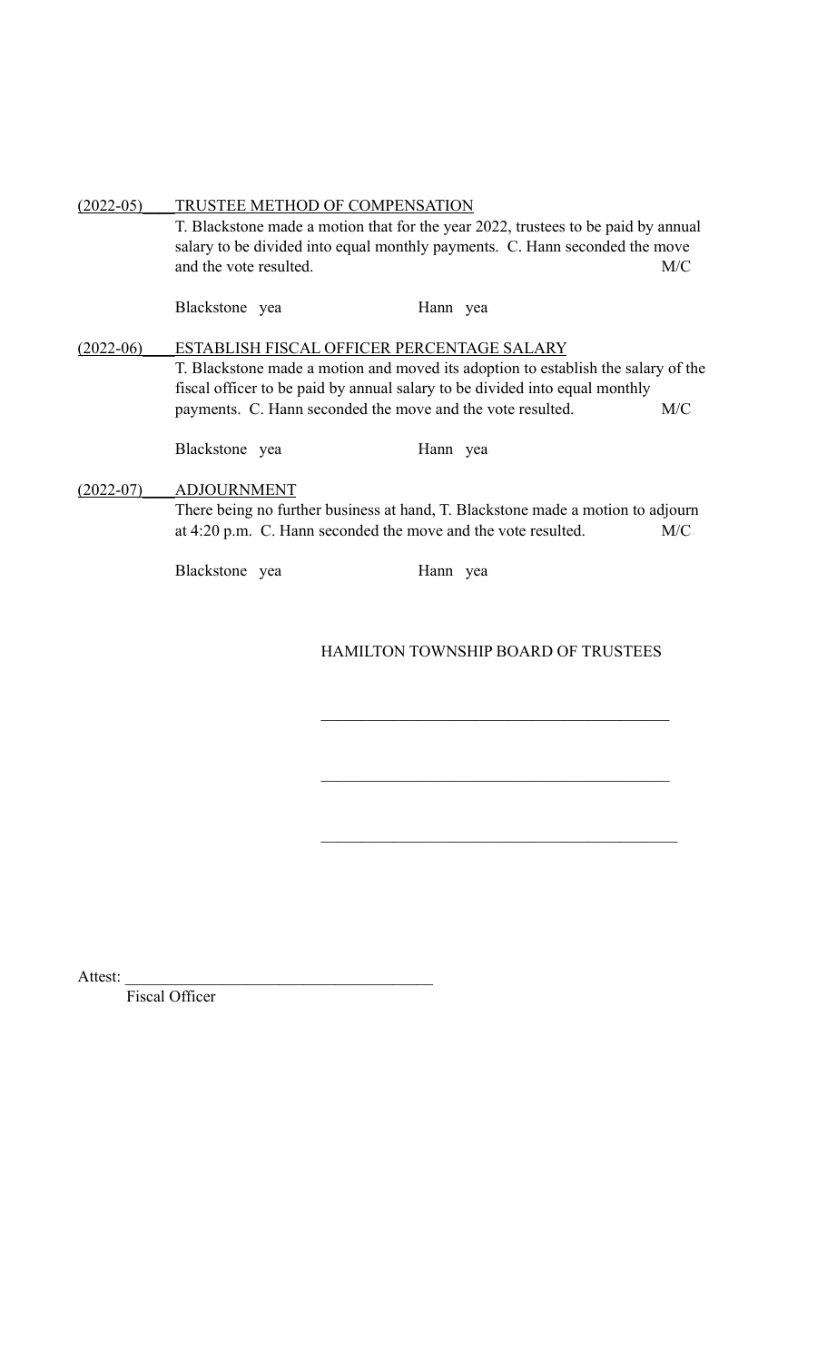(2022-05) TRUSTEE METHOD OF COMPENSATION

T. Blackstone made a motion that for the year 2022, trustees to be paid by annual salary to be divided into equal monthly payments. C. Hann seconded the move and the vote resulted. M/C

Blackstone yea Hann yea

(2022-06) ESTABLISH FISCAL OFFICER PERCENTAGE SALARY

T. Blackstone made a motion and moved its adoption to establish the salary of the fiscal officer to be paid by annual salary to be divided into equal monthly payments. C. Hann seconded the move and the vote resulted. M/C

Blackstone yea Hann yea

(2022-07) ADJOURNMENT

There being no further business at hand, T. Blackstone made a motion to adjourn at 4:20 p.m. C. Hann seconded the move and the vote resulted. M/C

Blackstone yea Hann yea

HAMILTON TOWNSHIP BOARD OF TRUSTEES

\_\_\_\_\_\_\_\_\_\_\_\_\_\_\_\_\_\_\_\_\_\_\_\_\_\_\_\_\_\_\_\_\_\_\_\_\_\_\_\_

\_\_\_\_\_\_\_\_\_\_\_\_\_\_\_\_\_\_\_\_\_\_\_\_\_\_\_\_\_\_\_\_\_\_\_\_\_\_\_\_

\_\_\_\_\_\_\_\_\_\_\_\_\_\_\_\_\_\_\_\_\_\_\_\_\_\_\_\_\_\_\_\_\_\_\_\_\_\_\_\_

Attest: \_\_\_\_\_\_\_\_\_\_\_\_\_\_\_\_\_\_\_\_\_\_\_\_\_\_\_\_\_\_\_\_\_\_\_\_\_\_\_\_

Fiscal Officer